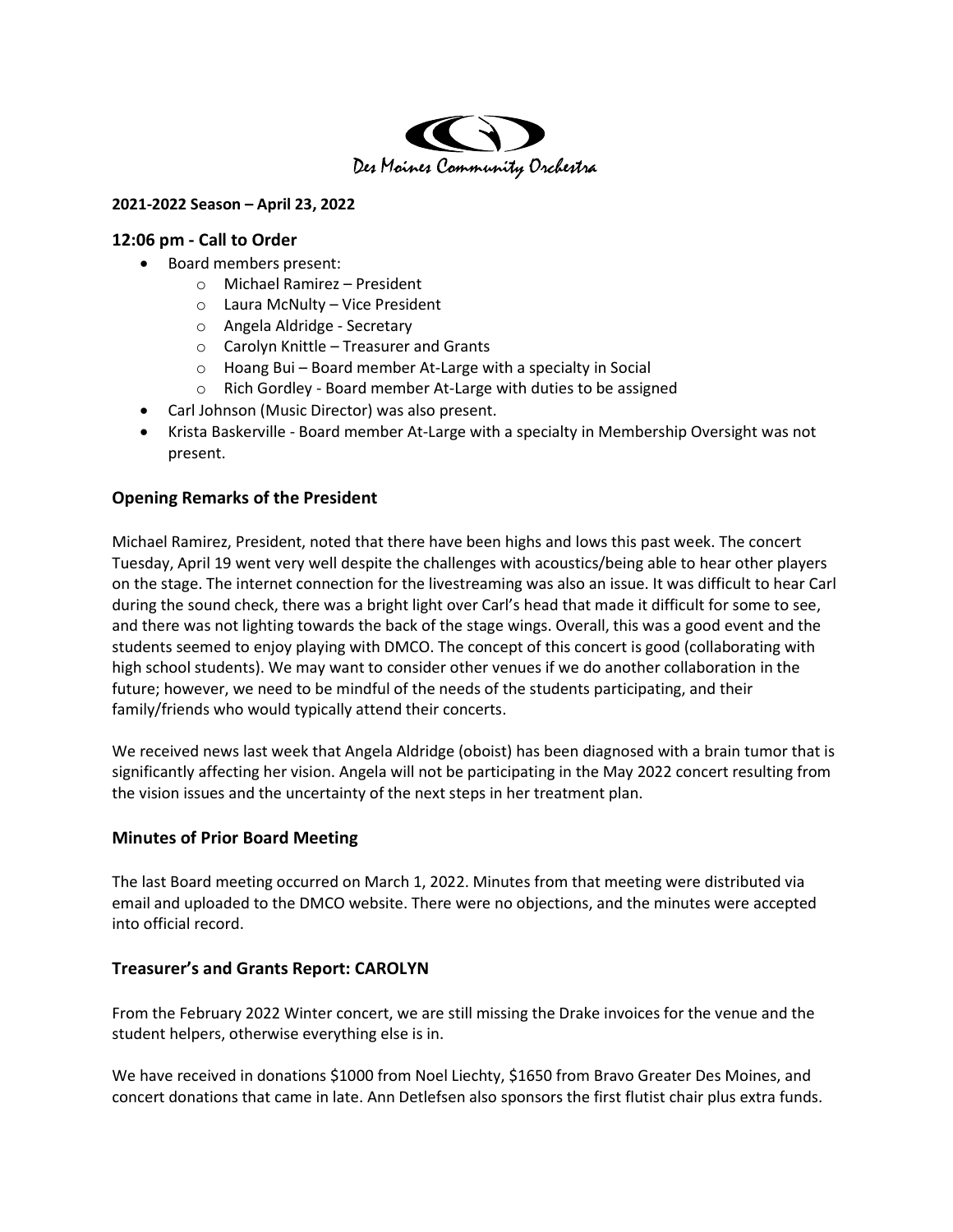Des Moines Community Orchestra

**2021-2022 Season – April 23, 2022**

## 12:06 pm - Call to Order

- Board members present:
  - Michael Ramirez – President
  - Laura McNulty – Vice President
  - Angela Aldridge - Secretary
  - Carolyn Knittle – Treasurer and Grants
  - Hoang Bui – Board member At-Large with a specialty in Social
  - Rich Gordley - Board member At-Large with duties to be assigned
- Carl Johnson (Music Director) was also present.
- Krista Baskerville - Board member At-Large with a specialty in Membership Oversight was not present.

## Opening Remarks of the President

Michael Ramirez, President, noted that there have been highs and lows this past week. The concert Tuesday, April 19 went very well despite the challenges with acoustics/being able to hear other players on the stage. The internet connection for the livestreaming was also an issue. It was difficult to hear Carl during the sound check, there was a bright light over Carl's head that made it difficult for some to see, and there was not lighting towards the back of the stage wings. Overall, this was a good event and the students seemed to enjoy playing with DMCO. The concept of this concert is good (collaborating with high school students). We may want to consider other venues if we do another collaboration in the future; however, we need to be mindful of the needs of the students participating, and their family/friends who would typically attend their concerts.

We received news last week that Angela Aldridge (oboist) has been diagnosed with a brain tumor that is significantly affecting her vision. Angela will not be participating in the May 2022 concert resulting from the vision issues and the uncertainty of the next steps in her treatment plan.

## Minutes of Prior Board Meeting

The last Board meeting occurred on March 1, 2022. Minutes from that meeting were distributed via email and uploaded to the DMCO website. There were no objections, and the minutes were accepted into official record.

## Treasurer's and Grants Report: CAROLYN

From the February 2022 Winter concert, we are still missing the Drake invoices for the venue and the student helpers, otherwise everything else is in.

We have received in donations $1000 from Noel Liechty, $1650 from Bravo Greater Des Moines, and concert donations that came in late. Ann Detlefsen also sponsors the first flutist chair plus extra funds.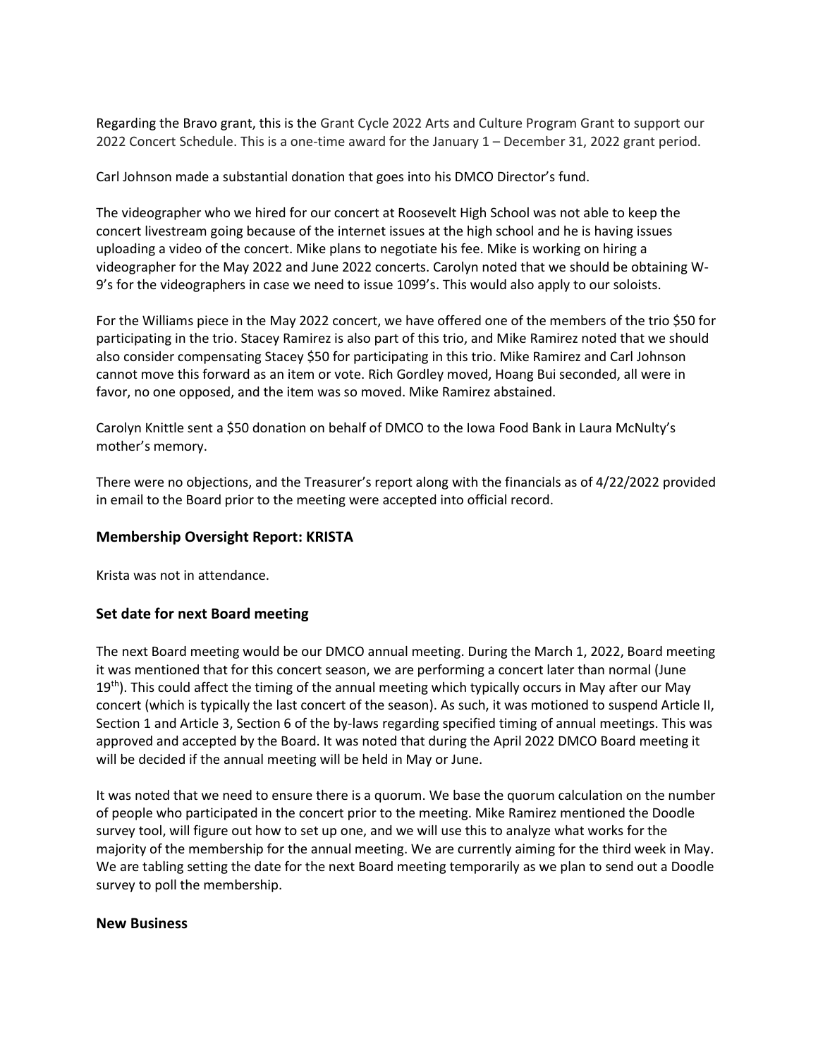Regarding the Bravo grant, this is the Grant Cycle 2022 Arts and Culture Program Grant to support our 2022 Concert Schedule. This is a one-time award for the January 1 – December 31, 2022 grant period.

Carl Johnson made a substantial donation that goes into his DMCO Director's fund.

The videographer who we hired for our concert at Roosevelt High School was not able to keep the concert livestream going because of the internet issues at the high school and he is having issues uploading a video of the concert. Mike plans to negotiate his fee. Mike is working on hiring a videographer for the May 2022 and June 2022 concerts. Carolyn noted that we should be obtaining W-9's for the videographers in case we need to issue 1099's. This would also apply to our soloists.

For the Williams piece in the May 2022 concert, we have offered one of the members of the trio $50 for participating in the trio. Stacey Ramirez is also part of this trio, and Mike Ramirez noted that we should also consider compensating Stacey $50 for participating in this trio. Mike Ramirez and Carl Johnson cannot move this forward as an item or vote. Rich Gordley moved, Hoang Bui seconded, all were in favor, no one opposed, and the item was so moved. Mike Ramirez abstained.

Carolyn Knittle sent a $50 donation on behalf of DMCO to the Iowa Food Bank in Laura McNulty's mother's memory.

There were no objections, and the Treasurer's report along with the financials as of 4/22/2022 provided in email to the Board prior to the meeting were accepted into official record.

### Membership Oversight Report: KRISTA

Krista was not in attendance.

### Set date for next Board meeting

The next Board meeting would be our DMCO annual meeting. During the March 1, 2022, Board meeting it was mentioned that for this concert season, we are performing a concert later than normal (June 19th). This could affect the timing of the annual meeting which typically occurs in May after our May concert (which is typically the last concert of the season). As such, it was motioned to suspend Article II, Section 1 and Article 3, Section 6 of the by-laws regarding specified timing of annual meetings. This was approved and accepted by the Board. It was noted that during the April 2022 DMCO Board meeting it will be decided if the annual meeting will be held in May or June.

It was noted that we need to ensure there is a quorum. We base the quorum calculation on the number of people who participated in the concert prior to the meeting. Mike Ramirez mentioned the Doodle survey tool, will figure out how to set up one, and we will use this to analyze what works for the majority of the membership for the annual meeting. We are currently aiming for the third week in May. We are tabling setting the date for the next Board meeting temporarily as we plan to send out a Doodle survey to poll the membership.

### New Business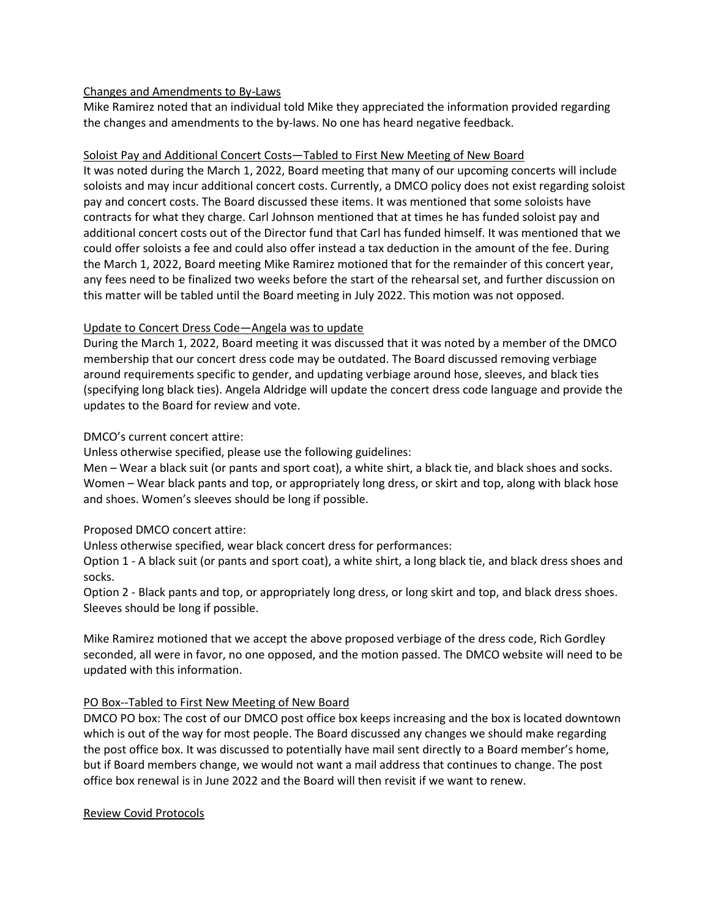<u>Changes and Amendments to By-Laws</u>

Mike Ramirez noted that an individual told Mike they appreciated the information provided regarding the changes and amendments to the by-laws. No one has heard negative feedback.

<u>Soloist Pay and Additional Concert Costs—Tabled to First New Meeting of New Board</u>

It was noted during the March 1, 2022, Board meeting that many of our upcoming concerts will include soloists and may incur additional concert costs. Currently, a DMCO policy does not exist regarding soloist pay and concert costs. The Board discussed these items. It was mentioned that some soloists have contracts for what they charge. Carl Johnson mentioned that at times he has funded soloist pay and additional concert costs out of the Director fund that Carl has funded himself. It was mentioned that we could offer soloists a fee and could also offer instead a tax deduction in the amount of the fee. During the March 1, 2022, Board meeting Mike Ramirez motioned that for the remainder of this concert year, any fees need to be finalized two weeks before the start of the rehearsal set, and further discussion on this matter will be tabled until the Board meeting in July 2022. This motion was not opposed.

<u>Update to Concert Dress Code—Angela was to update</u>

During the March 1, 2022, Board meeting it was discussed that it was noted by a member of the DMCO membership that our concert dress code may be outdated. The Board discussed removing verbiage around requirements specific to gender, and updating verbiage around hose, sleeves, and black ties (specifying long black ties). Angela Aldridge will update the concert dress code language and provide the updates to the Board for review and vote.

DMCO's current concert attire:

Unless otherwise specified, please use the following guidelines:

Men – Wear a black suit (or pants and sport coat), a white shirt, a black tie, and black shoes and socks.
Women – Wear black pants and top, or appropriately long dress, or skirt and top, along with black hose and shoes. Women's sleeves should be long if possible.

Proposed DMCO concert attire:

Unless otherwise specified, wear black concert dress for performances:

Option 1 - A black suit (or pants and sport coat), a white shirt, a long black tie, and black dress shoes and socks.
Option 2 - Black pants and top, or appropriately long dress, or long skirt and top, and black dress shoes. Sleeves should be long if possible.

Mike Ramirez motioned that we accept the above proposed verbiage of the dress code, Rich Gordley seconded, all were in favor, no one opposed, and the motion passed. The DMCO website will need to be updated with this information.

<u>PO Box--Tabled to First New Meeting of New Board</u>

DMCO PO box: The cost of our DMCO post office box keeps increasing and the box is located downtown which is out of the way for most people. The Board discussed any changes we should make regarding the post office box. It was discussed to potentially have mail sent directly to a Board member's home, but if Board members change, we would not want a mail address that continues to change. The post office box renewal is in June 2022 and the Board will then revisit if we want to renew.

<u>Review Covid Protocols</u>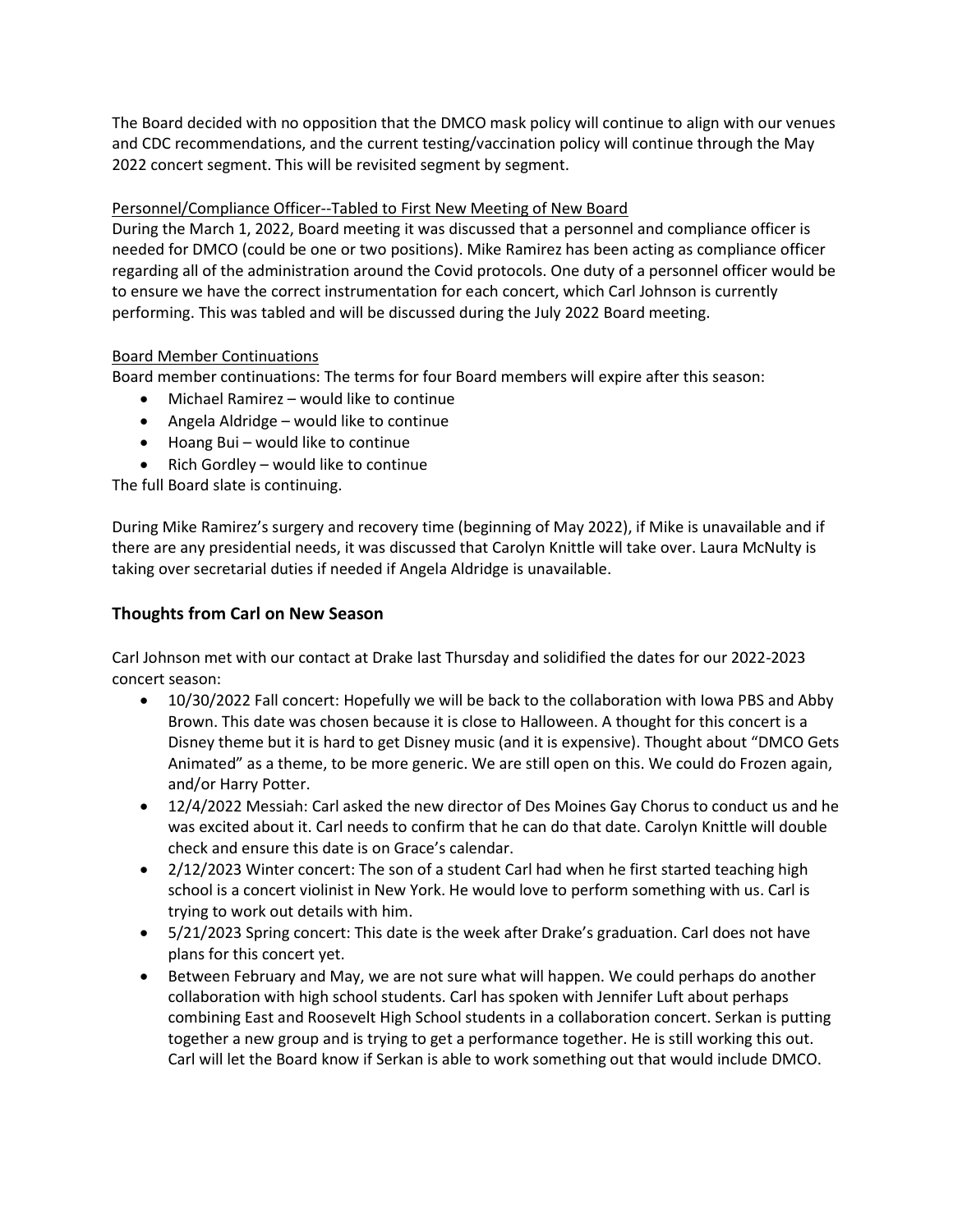The Board decided with no opposition that the DMCO mask policy will continue to align with our venues and CDC recommendations, and the current testing/vaccination policy will continue through the May 2022 concert segment. This will be revisited segment by segment.

<u>Personnel/Compliance Officer--Tabled to First New Meeting of New Board</u>

During the March 1, 2022, Board meeting it was discussed that a personnel and compliance officer is needed for DMCO (could be one or two positions). Mike Ramirez has been acting as compliance officer regarding all of the administration around the Covid protocols. One duty of a personnel officer would be to ensure we have the correct instrumentation for each concert, which Carl Johnson is currently performing. This was tabled and will be discussed during the July 2022 Board meeting.

<u>Board Member Continuations</u>

Board member continuations: The terms for four Board members will expire after this season:

- Michael Ramirez – would like to continue
- Angela Aldridge – would like to continue
- Hoang Bui – would like to continue
- Rich Gordley – would like to continue

The full Board slate is continuing.

During Mike Ramirez's surgery and recovery time (beginning of May 2022), if Mike is unavailable and if there are any presidential needs, it was discussed that Carolyn Knittle will take over. Laura McNulty is taking over secretarial duties if needed if Angela Aldridge is unavailable.

## Thoughts from Carl on New Season

Carl Johnson met with our contact at Drake last Thursday and solidified the dates for our 2022-2023 concert season:

- 10/30/2022 Fall concert: Hopefully we will be back to the collaboration with Iowa PBS and Abby Brown. This date was chosen because it is close to Halloween. A thought for this concert is a Disney theme but it is hard to get Disney music (and it is expensive). Thought about "DMCO Gets Animated" as a theme, to be more generic. We are still open on this. We could do Frozen again, and/or Harry Potter.
- 12/4/2022 Messiah: Carl asked the new director of Des Moines Gay Chorus to conduct us and he was excited about it. Carl needs to confirm that he can do that date. Carolyn Knittle will double check and ensure this date is on Grace's calendar.
- 2/12/2023 Winter concert: The son of a student Carl had when he first started teaching high school is a concert violinist in New York. He would love to perform something with us. Carl is trying to work out details with him.
- 5/21/2023 Spring concert: This date is the week after Drake's graduation. Carl does not have plans for this concert yet.
- Between February and May, we are not sure what will happen. We could perhaps do another collaboration with high school students. Carl has spoken with Jennifer Luft about perhaps combining East and Roosevelt High School students in a collaboration concert. Serkan is putting together a new group and is trying to get a performance together. He is still working this out. Carl will let the Board know if Serkan is able to work something out that would include DMCO.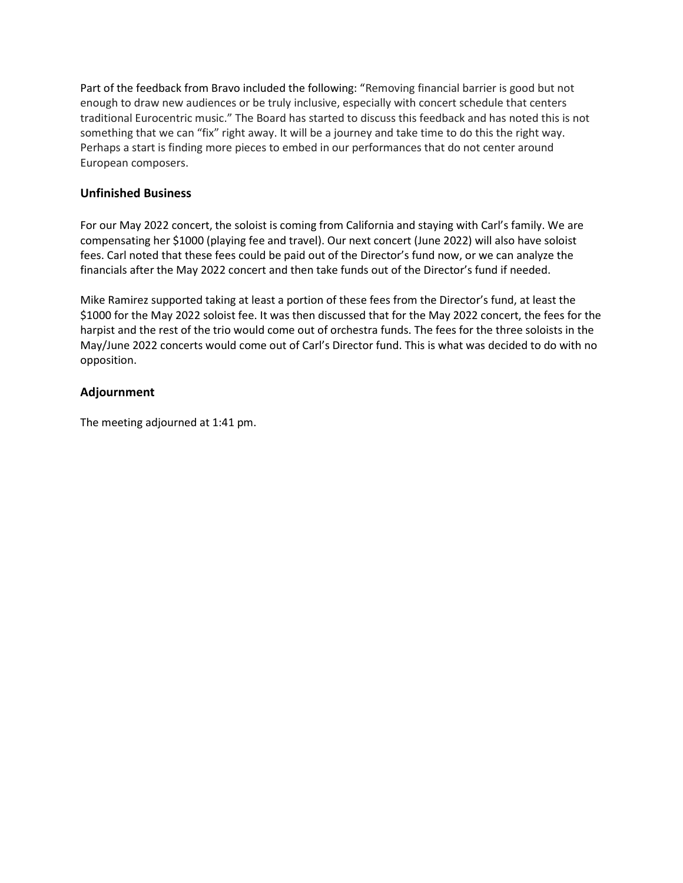Part of the feedback from Bravo included the following: "Removing financial barrier is good but not enough to draw new audiences or be truly inclusive, especially with concert schedule that centers traditional Eurocentric music." The Board has started to discuss this feedback and has noted this is not something that we can "fix" right away. It will be a journey and take time to do this the right way. Perhaps a start is finding more pieces to embed in our performances that do not center around European composers.

### Unfinished Business

For our May 2022 concert, the soloist is coming from California and staying with Carl's family. We are compensating her $1000 (playing fee and travel). Our next concert (June 2022) will also have soloist fees. Carl noted that these fees could be paid out of the Director's fund now, or we can analyze the financials after the May 2022 concert and then take funds out of the Director's fund if needed.

Mike Ramirez supported taking at least a portion of these fees from the Director's fund, at least the $1000 for the May 2022 soloist fee. It was then discussed that for the May 2022 concert, the fees for the harpist and the rest of the trio would come out of orchestra funds. The fees for the three soloists in the May/June 2022 concerts would come out of Carl's Director fund. This is what was decided to do with no opposition.

### Adjournment

The meeting adjourned at 1:41 pm.